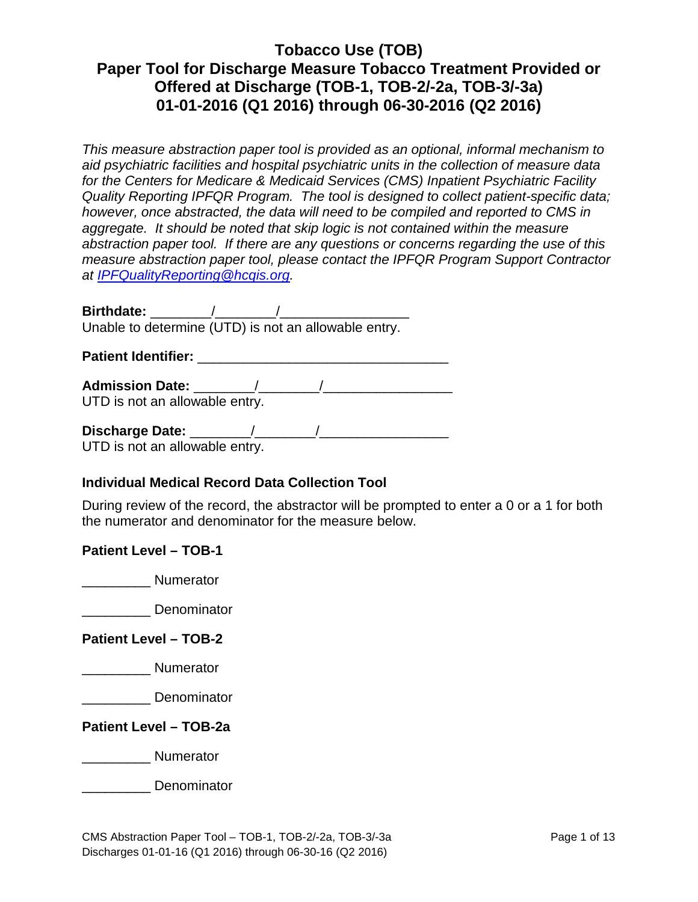# Tobacco Use (TOB)
# Paper Tool for Discharge Measure Tobacco Treatment Provided or Offered at Discharge (TOB-1, TOB-2/-2a, TOB-3/-3a)
# 01-01-2016 (Q1 2016) through 06-30-2016 (Q2 2016)

*This measure abstraction paper tool is provided as an optional, informal mechanism to aid psychiatric facilities and hospital psychiatric units in the collection of measure data for the Centers for Medicare & Medicaid Services (CMS) Inpatient Psychiatric Facility Quality Reporting IPFQR Program. The tool is designed to collect patient-specific data; however, once abstracted, the data will need to be compiled and reported to CMS in aggregate. It should be noted that skip logic is not contained within the measure abstraction paper tool. If there are any questions or concerns regarding the use of this measure abstraction paper tool, please contact the IPFQR Program Support Contractor at [IPFQualityReporting@hcqis.org](mailto:IPFQualityReporting@hcqis.org).*

**Birthdate:** ________/________/_________________
Unable to determine (UTD) is not an allowable entry.

**Patient Identifier:** _________________________________

**Admission Date:** ________/________/_________________
UTD is not an allowable entry.

**Discharge Date:** ________/________/_________________
UTD is not an allowable entry.

### Individual Medical Record Data Collection Tool

During review of the record, the abstractor will be prompted to enter a 0 or a 1 for both the numerator and denominator for the measure below.

**Patient Level – TOB-1**

_________ Numerator

_________ Denominator

**Patient Level – TOB-2**

_________ Numerator

_________ Denominator

**Patient Level – TOB-2a**

_________ Numerator

_________ Denominator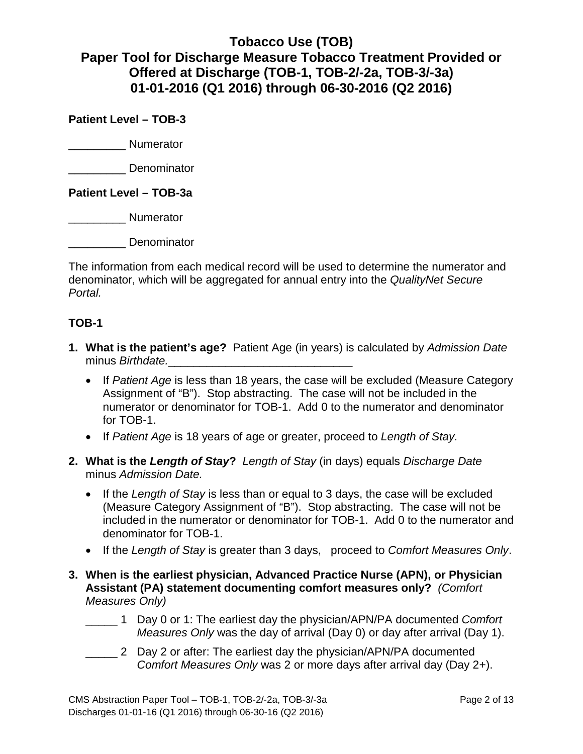# Tobacco Use (TOB)
# Paper Tool for Discharge Measure Tobacco Treatment Provided or Offered at Discharge (TOB-1, TOB-2/-2a, TOB-3/-3a)
# 01-01-2016 (Q1 2016) through 06-30-2016 (Q2 2016)

**Patient Level – TOB-3**

_________ Numerator

_________ Denominator

**Patient Level – TOB-3a**

_________ Numerator

_________ Denominator

The information from each medical record will be used to determine the numerator and denominator, which will be aggregated for annual entry into the *QualityNet Secure Portal.*

## TOB-1

1. **What is the patient's age?** Patient Age (in years) is calculated by *Admission Date* minus *Birthdate.*_____________________________
   - If *Patient Age* is less than 18 years, the case will be excluded (Measure Category Assignment of "B"). Stop abstracting. The case will not be included in the numerator or denominator for TOB-1. Add 0 to the numerator and denominator for TOB-1.
   - If *Patient Age* is 18 years of age or greater, proceed to *Length of Stay.*

2. **What is the *Length of Stay*?** *Length of Stay* (in days) equals *Discharge Date* minus *Admission Date.*
   - If the *Length of Stay* is less than or equal to 3 days, the case will be excluded (Measure Category Assignment of "B"). Stop abstracting. The case will not be included in the numerator or denominator for TOB-1. Add 0 to the numerator and denominator for TOB-1.
   - If the *Length of Stay* is greater than 3 days, proceed to *Comfort Measures Only*.

3. **When is the earliest physician, Advanced Practice Nurse (APN), or Physician Assistant (PA) statement documenting comfort measures only?** *(Comfort Measures Only)*

   _____ 1 Day 0 or 1: The earliest day the physician/APN/PA documented *Comfort Measures Only* was the day of arrival (Day 0) or day after arrival (Day 1).

   _____ 2 Day 2 or after: The earliest day the physician/APN/PA documented *Comfort Measures Only* was 2 or more days after arrival day (Day 2+).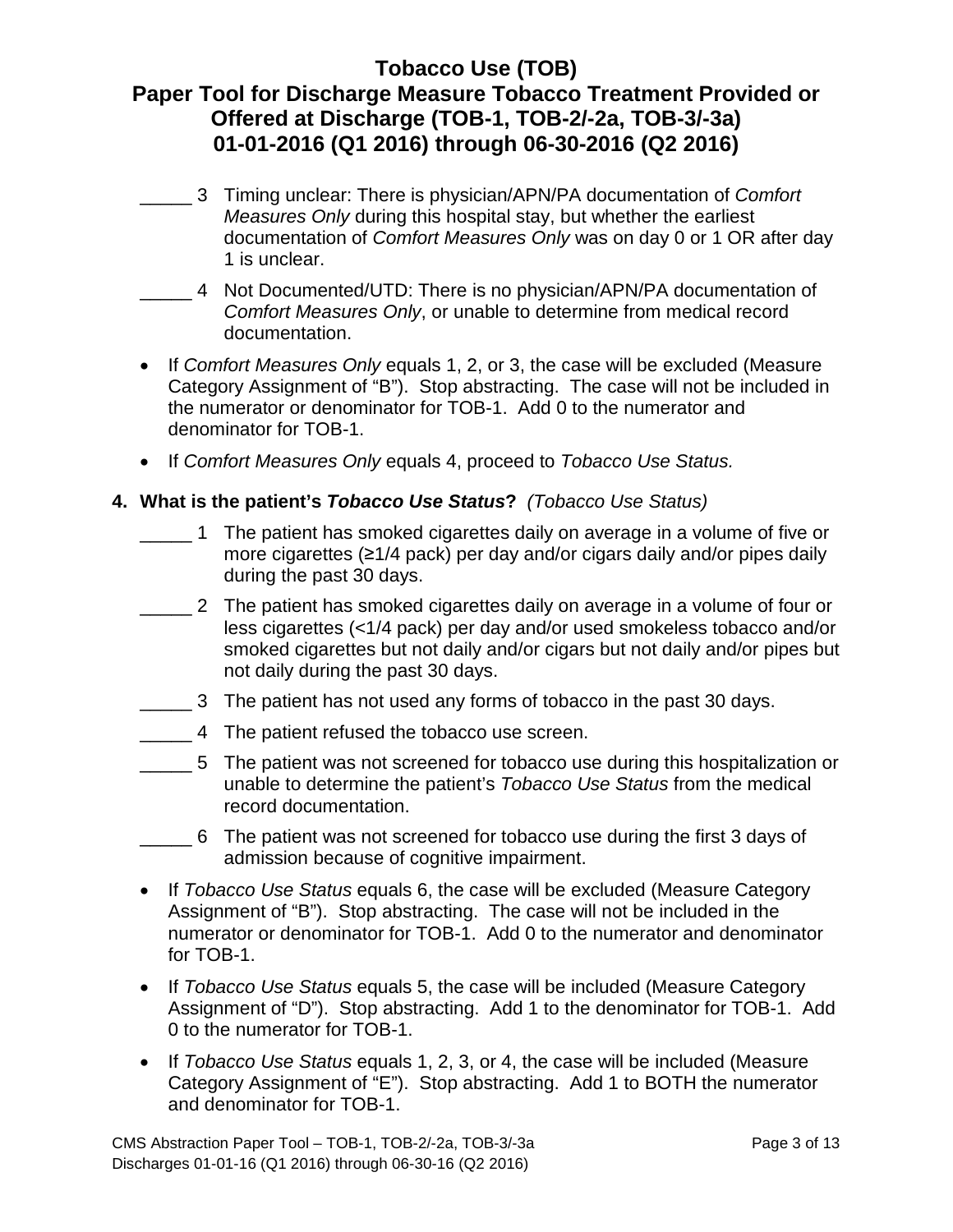# Tobacco Use (TOB)

## Paper Tool for Discharge Measure Tobacco Treatment Provided or Offered at Discharge (TOB-1, TOB-2/-2a, TOB-3/-3a)

## 01-01-2016 (Q1 2016) through 06-30-2016 (Q2 2016)

_____ 3 Timing unclear: There is physician/APN/PA documentation of *Comfort Measures Only* during this hospital stay, but whether the earliest documentation of *Comfort Measures Only* was on day 0 or 1 OR after day 1 is unclear.

_____ 4 Not Documented/UTD: There is no physician/APN/PA documentation of *Comfort Measures Only*, or unable to determine from medical record documentation.

- If *Comfort Measures Only* equals 1, 2, or 3, the case will be excluded (Measure Category Assignment of "B"). Stop abstracting. The case will not be included in the numerator or denominator for TOB-1. Add 0 to the numerator and denominator for TOB-1.
- If *Comfort Measures Only* equals 4, proceed to *Tobacco Use Status.*

**4. What is the patient's *Tobacco Use Status*?** *(Tobacco Use Status)*

_____ 1 The patient has smoked cigarettes daily on average in a volume of five or more cigarettes (≥1/4 pack) per day and/or cigars daily and/or pipes daily during the past 30 days.

_____ 2 The patient has smoked cigarettes daily on average in a volume of four or less cigarettes (<1/4 pack) per day and/or used smokeless tobacco and/or smoked cigarettes but not daily and/or cigars but not daily and/or pipes but not daily during the past 30 days.

_____ 3 The patient has not used any forms of tobacco in the past 30 days.

_____ 4 The patient refused the tobacco use screen.

_____ 5 The patient was not screened for tobacco use during this hospitalization or unable to determine the patient's *Tobacco Use Status* from the medical record documentation.

_____ 6 The patient was not screened for tobacco use during the first 3 days of admission because of cognitive impairment.

- If *Tobacco Use Status* equals 6, the case will be excluded (Measure Category Assignment of "B"). Stop abstracting. The case will not be included in the numerator or denominator for TOB-1. Add 0 to the numerator and denominator for TOB-1.
- If *Tobacco Use Status* equals 5, the case will be included (Measure Category Assignment of "D"). Stop abstracting. Add 1 to the denominator for TOB-1. Add 0 to the numerator for TOB-1.
- If *Tobacco Use Status* equals 1, 2, 3, or 4, the case will be included (Measure Category Assignment of "E"). Stop abstracting. Add 1 to BOTH the numerator and denominator for TOB-1.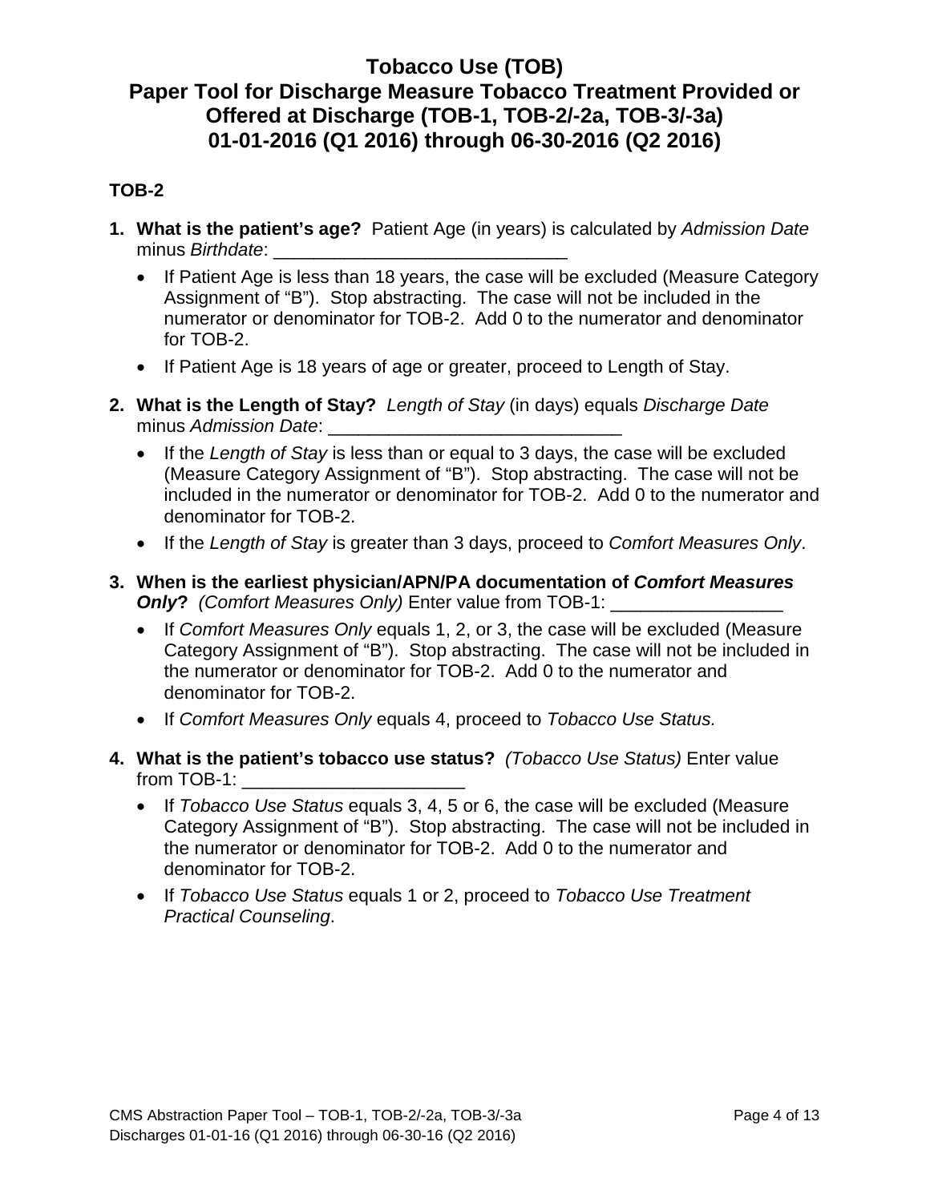# Tobacco Use (TOB)
# Paper Tool for Discharge Measure Tobacco Treatment Provided or Offered at Discharge (TOB-1, TOB-2/-2a, TOB-3/-3a)
# 01-01-2016 (Q1 2016) through 06-30-2016 (Q2 2016)

## TOB-2

1. **What is the patient's age?** Patient Age (in years) is calculated by *Admission Date* minus *Birthdate*: ____________________________
   - If Patient Age is less than 18 years, the case will be excluded (Measure Category Assignment of "B"). Stop abstracting. The case will not be included in the numerator or denominator for TOB-2. Add 0 to the numerator and denominator for TOB-2.
   - If Patient Age is 18 years of age or greater, proceed to Length of Stay.

2. **What is the Length of Stay?** *Length of Stay* (in days) equals *Discharge Date* minus *Admission Date*: ____________________________
   - If the *Length of Stay* is less than or equal to 3 days, the case will be excluded (Measure Category Assignment of "B"). Stop abstracting. The case will not be included in the numerator or denominator for TOB-2. Add 0 to the numerator and denominator for TOB-2.
   - If the *Length of Stay* is greater than 3 days, proceed to *Comfort Measures Only*.

3. **When is the earliest physician/APN/PA documentation of *Comfort Measures Only*?** *(Comfort Measures Only)* Enter value from TOB-1: ________________
   - If *Comfort Measures Only* equals 1, 2, or 3, the case will be excluded (Measure Category Assignment of "B"). Stop abstracting. The case will not be included in the numerator or denominator for TOB-2. Add 0 to the numerator and denominator for TOB-2.
   - If *Comfort Measures Only* equals 4, proceed to *Tobacco Use Status.*

4. **What is the patient's tobacco use status?** *(Tobacco Use Status)* Enter value from TOB-1: ______________________
   - If *Tobacco Use Status* equals 3, 4, 5 or 6, the case will be excluded (Measure Category Assignment of "B"). Stop abstracting. The case will not be included in the numerator or denominator for TOB-2. Add 0 to the numerator and denominator for TOB-2.
   - If *Tobacco Use Status* equals 1 or 2, proceed to *Tobacco Use Treatment Practical Counseling*.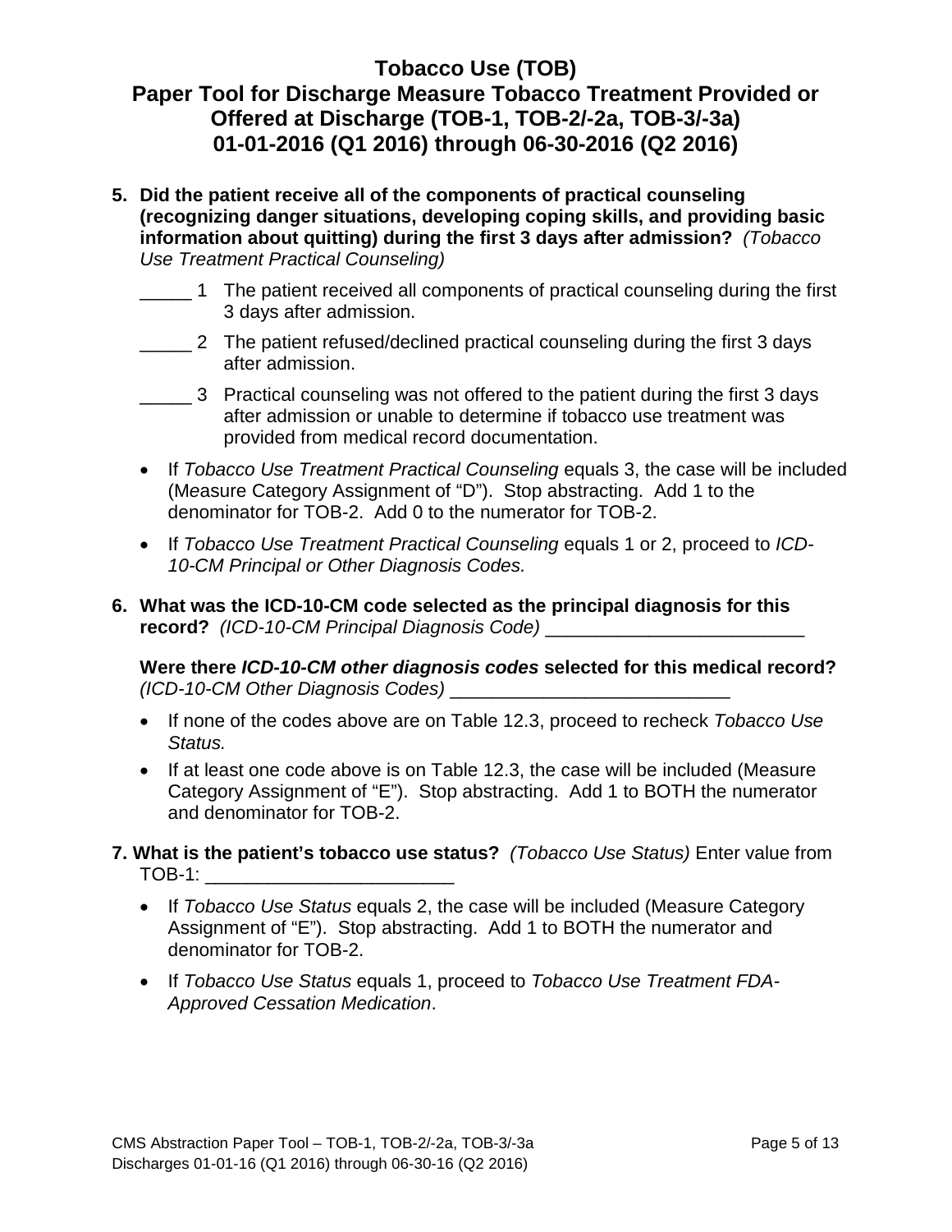# Tobacco Use (TOB)
## Paper Tool for Discharge Measure Tobacco Treatment Provided or Offered at Discharge (TOB-1, TOB-2/-2a, TOB-3/-3a)
## 01-01-2016 (Q1 2016) through 06-30-2016 (Q2 2016)

**5. Did the patient receive all of the components of practical counseling (recognizing danger situations, developing coping skills, and providing basic information about quitting) during the first 3 days after admission?** *(Tobacco Use Treatment Practical Counseling)*

_____ 1 The patient received all components of practical counseling during the first 3 days after admission.

_____ 2 The patient refused/declined practical counseling during the first 3 days after admission.

_____ 3 Practical counseling was not offered to the patient during the first 3 days after admission or unable to determine if tobacco use treatment was provided from medical record documentation.

- If *Tobacco Use Treatment Practical Counseling* equals 3, the case will be included (Measure Category Assignment of "D"). Stop abstracting. Add 1 to the denominator for TOB-2. Add 0 to the numerator for TOB-2.
- If *Tobacco Use Treatment Practical Counseling* equals 1 or 2, proceed to *ICD-10-CM Principal or Other Diagnosis Codes.*

**6. What was the ICD-10-CM code selected as the principal diagnosis for this record?** *(ICD-10-CM Principal Diagnosis Code)* _________________________

**Were there *ICD-10-CM other diagnosis codes* selected for this medical record?** *(ICD-10-CM Other Diagnosis Codes)* ___________________________

- If none of the codes above are on Table 12.3, proceed to recheck *Tobacco Use Status.*
- If at least one code above is on Table 12.3, the case will be included (Measure Category Assignment of "E"). Stop abstracting. Add 1 to BOTH the numerator and denominator for TOB-2.

**7. What is the patient's tobacco use status?** *(Tobacco Use Status)* Enter value from TOB-1: ________________________

- If *Tobacco Use Status* equals 2, the case will be included (Measure Category Assignment of "E"). Stop abstracting. Add 1 to BOTH the numerator and denominator for TOB-2.
- If *Tobacco Use Status* equals 1, proceed to *Tobacco Use Treatment FDA-Approved Cessation Medication*.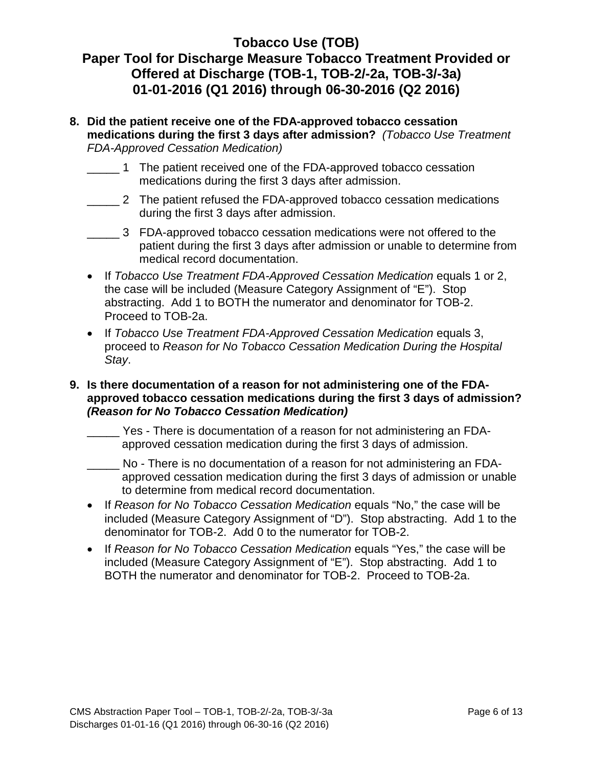# Tobacco Use (TOB)
## Paper Tool for Discharge Measure Tobacco Treatment Provided or Offered at Discharge (TOB-1, TOB-2/-2a, TOB-3/-3a)
## 01-01-2016 (Q1 2016) through 06-30-2016 (Q2 2016)

**8. Did the patient receive one of the FDA-approved tobacco cessation medications during the first 3 days after admission?** *(Tobacco Use Treatment FDA-Approved Cessation Medication)*

_____ 1 The patient received one of the FDA-approved tobacco cessation medications during the first 3 days after admission.

_____ 2 The patient refused the FDA-approved tobacco cessation medications during the first 3 days after admission.

_____ 3 FDA-approved tobacco cessation medications were not offered to the patient during the first 3 days after admission or unable to determine from medical record documentation.

- If *Tobacco Use Treatment FDA-Approved Cessation Medication* equals 1 or 2, the case will be included (Measure Category Assignment of "E"). Stop abstracting. Add 1 to BOTH the numerator and denominator for TOB-2. Proceed to TOB-2a.
- If *Tobacco Use Treatment FDA-Approved Cessation Medication* equals 3, proceed to *Reason for No Tobacco Cessation Medication During the Hospital Stay*.

**9. Is there documentation of a reason for not administering one of the FDA-approved tobacco cessation medications during the first 3 days of admission? *(Reason for No Tobacco Cessation Medication)***

_____ Yes - There is documentation of a reason for not administering an FDA-approved cessation medication during the first 3 days of admission.

_____ No - There is no documentation of a reason for not administering an FDA-approved cessation medication during the first 3 days of admission or unable to determine from medical record documentation.

- If *Reason for No Tobacco Cessation Medication* equals "No," the case will be included (Measure Category Assignment of "D"). Stop abstracting. Add 1 to the denominator for TOB-2. Add 0 to the numerator for TOB-2.
- If *Reason for No Tobacco Cessation Medication* equals "Yes," the case will be included (Measure Category Assignment of "E"). Stop abstracting. Add 1 to BOTH the numerator and denominator for TOB-2. Proceed to TOB-2a.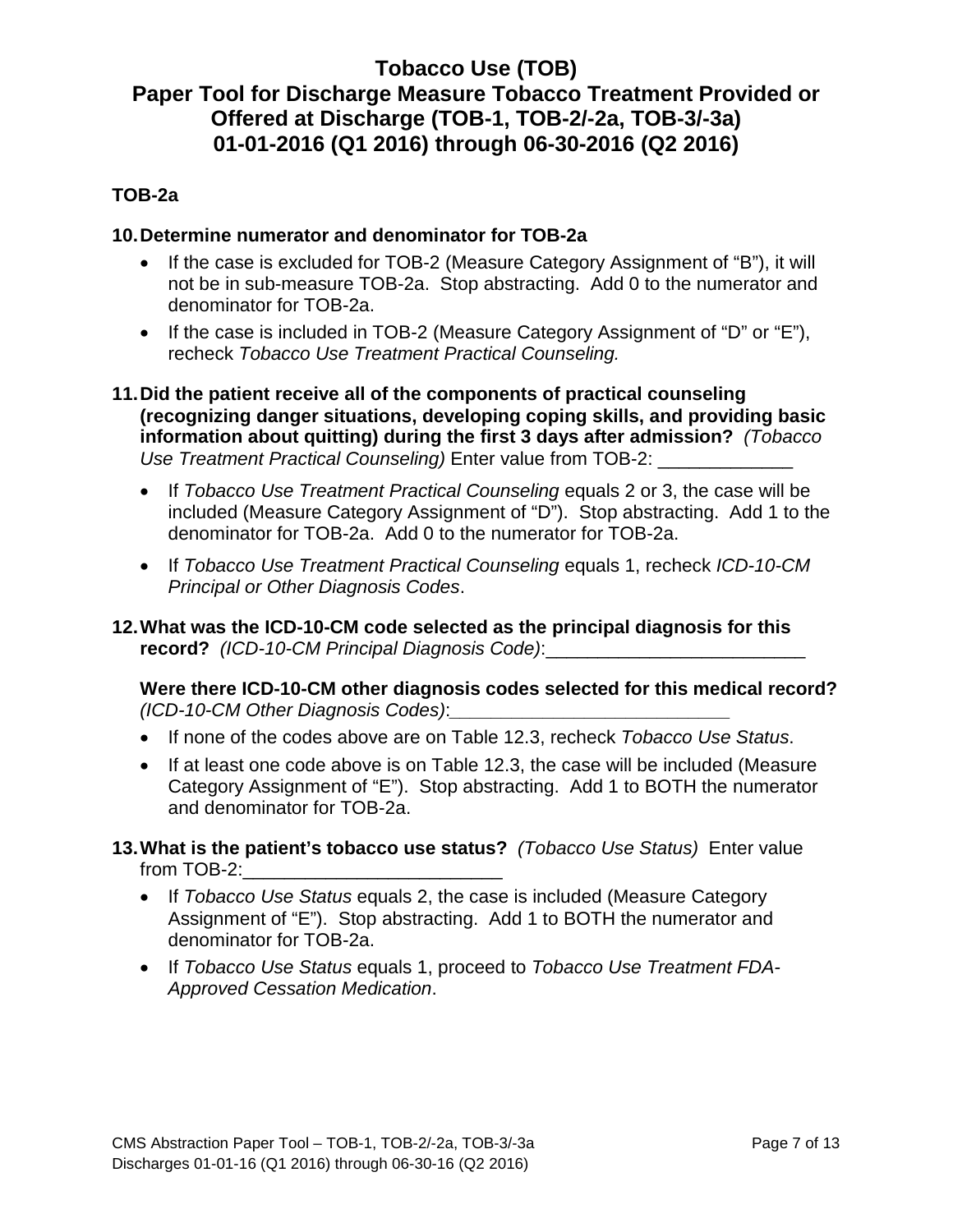# Tobacco Use (TOB)
# Paper Tool for Discharge Measure Tobacco Treatment Provided or Offered at Discharge (TOB-1, TOB-2/-2a, TOB-3/-3a)
# 01-01-2016 (Q1 2016) through 06-30-2016 (Q2 2016)

**TOB-2a**

**10. Determine numerator and denominator for TOB-2a**

- If the case is excluded for TOB-2 (Measure Category Assignment of "B"), it will not be in sub-measure TOB-2a. Stop abstracting. Add 0 to the numerator and denominator for TOB-2a.
- If the case is included in TOB-2 (Measure Category Assignment of "D" or "E"), recheck *Tobacco Use Treatment Practical Counseling.*

**11. Did the patient receive all of the components of practical counseling (recognizing danger situations, developing coping skills, and providing basic information about quitting) during the first 3 days after admission?** *(Tobacco Use Treatment Practical Counseling)* Enter value from TOB-2: _____________

- If *Tobacco Use Treatment Practical Counseling* equals 2 or 3, the case will be included (Measure Category Assignment of "D"). Stop abstracting. Add 1 to the denominator for TOB-2a. Add 0 to the numerator for TOB-2a.
- If *Tobacco Use Treatment Practical Counseling* equals 1, recheck *ICD-10-CM Principal or Other Diagnosis Codes*.

**12. What was the ICD-10-CM code selected as the principal diagnosis for this record?** *(ICD-10-CM Principal Diagnosis Code)*:_________________________

**Were there ICD-10-CM other diagnosis codes selected for this medical record?** *(ICD-10-CM Other Diagnosis Codes)*:___________________________

- If none of the codes above are on Table 12.3, recheck *Tobacco Use Status*.
- If at least one code above is on Table 12.3, the case will be included (Measure Category Assignment of "E"). Stop abstracting. Add 1 to BOTH the numerator and denominator for TOB-2a.

**13. What is the patient's tobacco use status?** *(Tobacco Use Status)* Enter value from TOB-2:_________________________

- If *Tobacco Use Status* equals 2, the case is included (Measure Category Assignment of "E"). Stop abstracting. Add 1 to BOTH the numerator and denominator for TOB-2a.
- If *Tobacco Use Status* equals 1, proceed to *Tobacco Use Treatment FDA-Approved Cessation Medication*.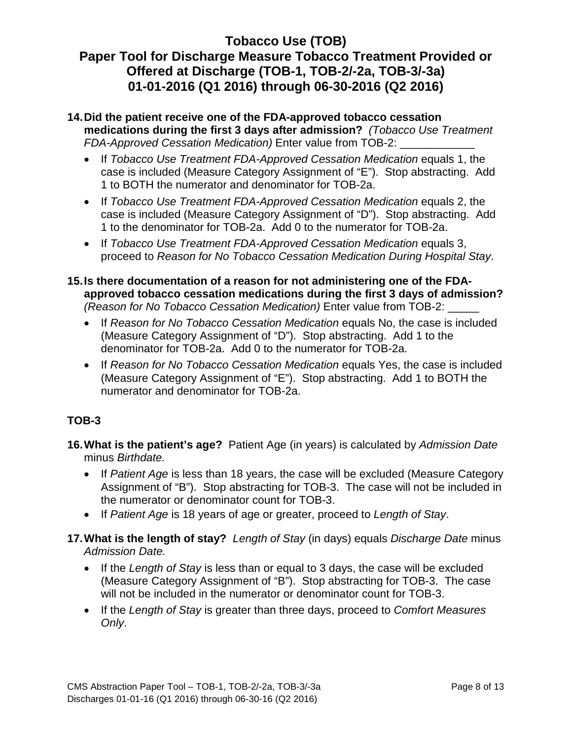# Tobacco Use (TOB)
## Paper Tool for Discharge Measure Tobacco Treatment Provided or Offered at Discharge (TOB-1, TOB-2/-2a, TOB-3/-3a)
## 01-01-2016 (Q1 2016) through 06-30-2016 (Q2 2016)

14. **Did the patient receive one of the FDA-approved tobacco cessation medications during the first 3 days after admission?** *(Tobacco Use Treatment FDA-Approved Cessation Medication)* Enter value from TOB-2: ____________
    - If *Tobacco Use Treatment FDA-Approved Cessation Medication* equals 1, the case is included (Measure Category Assignment of "E"). Stop abstracting. Add 1 to BOTH the numerator and denominator for TOB-2a.
    - If *Tobacco Use Treatment FDA-Approved Cessation Medication* equals 2, the case is included (Measure Category Assignment of "D"). Stop abstracting. Add 1 to the denominator for TOB-2a. Add 0 to the numerator for TOB-2a.
    - If *Tobacco Use Treatment FDA-Approved Cessation Medication* equals 3, proceed to *Reason for No Tobacco Cessation Medication During Hospital Stay*.

15. **Is there documentation of a reason for not administering one of the FDA-approved tobacco cessation medications during the first 3 days of admission?** *(Reason for No Tobacco Cessation Medication)* Enter value from TOB-2: _____
    - If *Reason for No Tobacco Cessation Medication* equals No, the case is included (Measure Category Assignment of "D"). Stop abstracting. Add 1 to the denominator for TOB-2a. Add 0 to the numerator for TOB-2a.
    - If *Reason for No Tobacco Cessation Medication* equals Yes, the case is included (Measure Category Assignment of "E"). Stop abstracting. Add 1 to BOTH the numerator and denominator for TOB-2a.

### TOB-3

16. **What is the patient's age?** Patient Age (in years) is calculated by *Admission Date* minus *Birthdate.*
    - If *Patient Age* is less than 18 years, the case will be excluded (Measure Category Assignment of "B"). Stop abstracting for TOB-3. The case will not be included in the numerator or denominator count for TOB-3.
    - If *Patient Age* is 18 years of age or greater, proceed to *Length of Stay*.

17. **What is the length of stay?** *Length of Stay* (in days) equals *Discharge Date* minus *Admission Date.*
    - If the *Length of Stay* is less than or equal to 3 days, the case will be excluded (Measure Category Assignment of "B"). Stop abstracting for TOB-3. The case will not be included in the numerator or denominator count for TOB-3.
    - If the *Length of Stay* is greater than three days, proceed to *Comfort Measures Only*.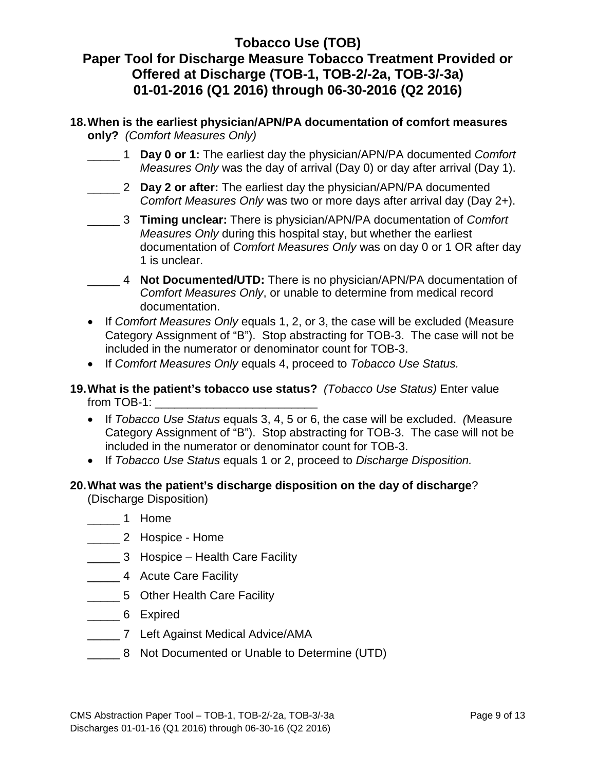# Tobacco Use (TOB)
# Paper Tool for Discharge Measure Tobacco Treatment Provided or Offered at Discharge (TOB-1, TOB-2/-2a, TOB-3/-3a)
# 01-01-2016 (Q1 2016) through 06-30-2016 (Q2 2016)

**18. When is the earliest physician/APN/PA documentation of comfort measures only?** *(Comfort Measures Only)*

_____ 1 **Day 0 or 1:** The earliest day the physician/APN/PA documented *Comfort Measures Only* was the day of arrival (Day 0) or day after arrival (Day 1).

_____ 2 **Day 2 or after:** The earliest day the physician/APN/PA documented *Comfort Measures Only* was two or more days after arrival day (Day 2+).

_____ 3 **Timing unclear:** There is physician/APN/PA documentation of *Comfort Measures Only* during this hospital stay, but whether the earliest documentation of *Comfort Measures Only* was on day 0 or 1 OR after day 1 is unclear.

_____ 4 **Not Documented/UTD:** There is no physician/APN/PA documentation of *Comfort Measures Only*, or unable to determine from medical record documentation.

- If *Comfort Measures Only* equals 1, 2, or 3, the case will be excluded (Measure Category Assignment of "B"). Stop abstracting for TOB-3. The case will not be included in the numerator or denominator count for TOB-3.
- If *Comfort Measures Only* equals 4, proceed to *Tobacco Use Status.*

**19. What is the patient's tobacco use status?** *(Tobacco Use Status)* Enter value from TOB-1: _________________________

- If *Tobacco Use Status* equals 3, 4, 5 or 6, the case will be excluded. *(*Measure Category Assignment of "B"). Stop abstracting for TOB-3. The case will not be included in the numerator or denominator count for TOB-3.
- If *Tobacco Use Status* equals 1 or 2, proceed to *Discharge Disposition.*

**20. What was the patient's discharge disposition on the day of discharge**? (Discharge Disposition)

_____ 1 Home

_____ 2 Hospice - Home

_____ 3 Hospice – Health Care Facility

_____ 4 Acute Care Facility

_____ 5 Other Health Care Facility

_____ 6 Expired

_____ 7 Left Against Medical Advice/AMA

_____ 8 Not Documented or Unable to Determine (UTD)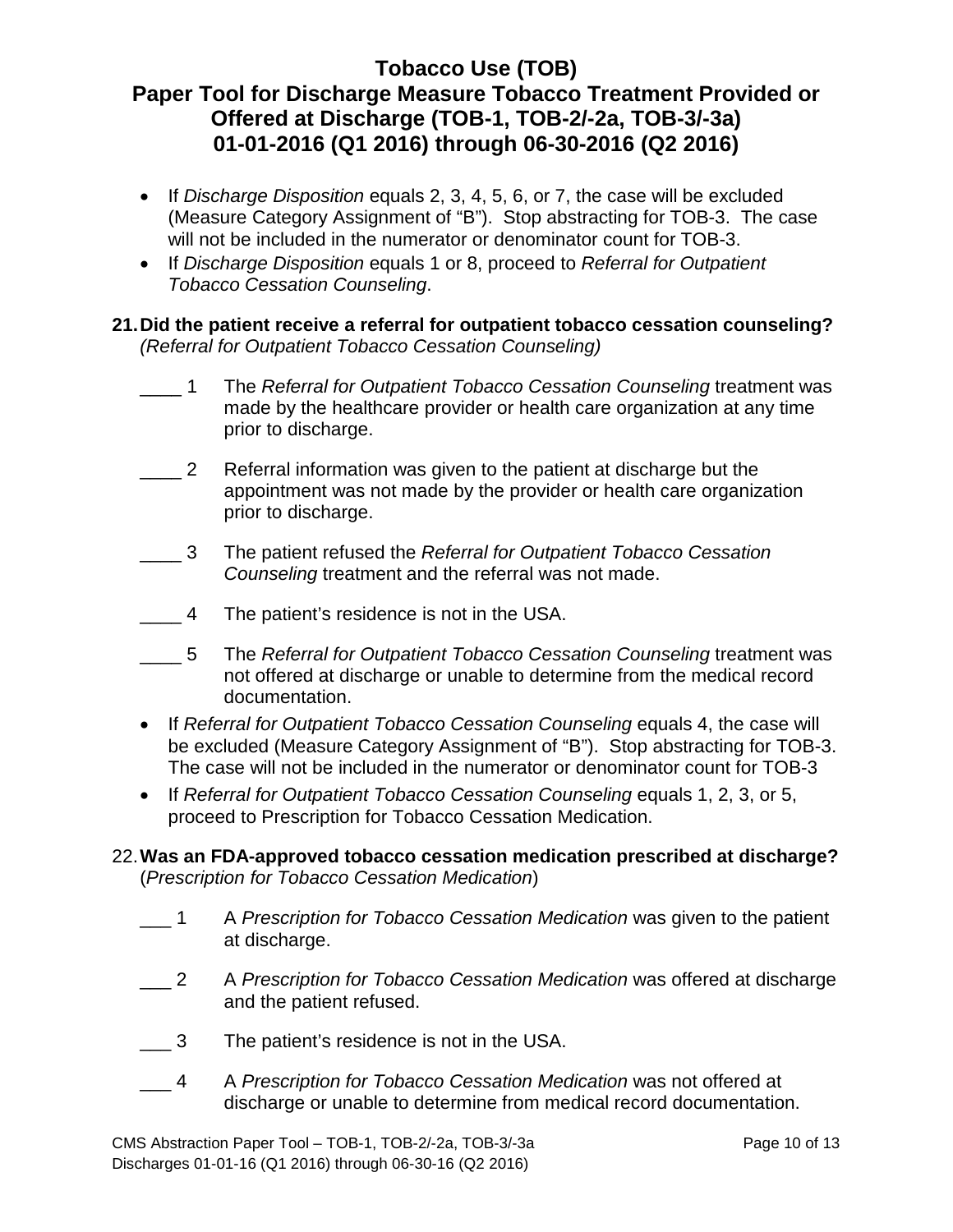# Tobacco Use (TOB)
## Paper Tool for Discharge Measure Tobacco Treatment Provided or Offered at Discharge (TOB-1, TOB-2/-2a, TOB-3/-3a)
## 01-01-2016 (Q1 2016) through 06-30-2016 (Q2 2016)

- If *Discharge Disposition* equals 2, 3, 4, 5, 6, or 7, the case will be excluded (Measure Category Assignment of “B”). Stop abstracting for TOB-3. The case will not be included in the numerator or denominator count for TOB-3.
- If *Discharge Disposition* equals 1 or 8, proceed to *Referral for Outpatient Tobacco Cessation Counseling*.

**21. Did the patient receive a referral for outpatient tobacco cessation counseling?** *(Referral for Outpatient Tobacco Cessation Counseling)*

____ 1 The *Referral for Outpatient Tobacco Cessation Counseling* treatment was made by the healthcare provider or health care organization at any time prior to discharge.

____ 2 Referral information was given to the patient at discharge but the appointment was not made by the provider or health care organization prior to discharge.

____ 3 The patient refused the *Referral for Outpatient Tobacco Cessation Counseling* treatment and the referral was not made.

____ 4 The patient’s residence is not in the USA.

____ 5 The *Referral for Outpatient Tobacco Cessation Counseling* treatment was not offered at discharge or unable to determine from the medical record documentation.

- If *Referral for Outpatient Tobacco Cessation Counseling* equals 4, the case will be excluded (Measure Category Assignment of “B”). Stop abstracting for TOB-3. The case will not be included in the numerator or denominator count for TOB-3
- If *Referral for Outpatient Tobacco Cessation Counseling* equals 1, 2, 3, or 5, proceed to Prescription for Tobacco Cessation Medication.

22. **Was an FDA-approved tobacco cessation medication prescribed at discharge?** (*Prescription for Tobacco Cessation Medication*)

___ 1 A *Prescription for Tobacco Cessation Medication* was given to the patient at discharge.

___ 2 A *Prescription for Tobacco Cessation Medication* was offered at discharge and the patient refused.

___ 3 The patient’s residence is not in the USA.

___ 4 A *Prescription for Tobacco Cessation Medication* was not offered at discharge or unable to determine from medical record documentation.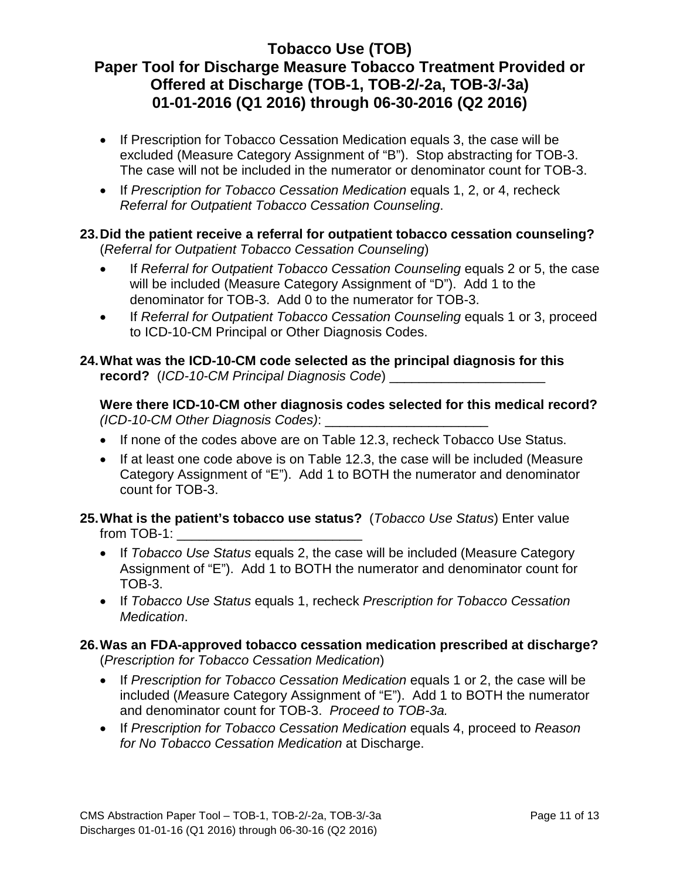# Tobacco Use (TOB)
# Paper Tool for Discharge Measure Tobacco Treatment Provided or Offered at Discharge (TOB-1, TOB-2/-2a, TOB-3/-3a)
# 01-01-2016 (Q1 2016) through 06-30-2016 (Q2 2016)

- If Prescription for Tobacco Cessation Medication equals 3, the case will be excluded (Measure Category Assignment of "B"). Stop abstracting for TOB-3. The case will not be included in the numerator or denominator count for TOB-3.
- If *Prescription for Tobacco Cessation Medication* equals 1, 2, or 4, recheck *Referral for Outpatient Tobacco Cessation Counseling*.

**23. Did the patient receive a referral for outpatient tobacco cessation counseling?** (*Referral for Outpatient Tobacco Cessation Counseling*)

- If *Referral for Outpatient Tobacco Cessation Counseling* equals 2 or 5, the case will be included (Measure Category Assignment of "D"). Add 1 to the denominator for TOB-3. Add 0 to the numerator for TOB-3.
- If *Referral for Outpatient Tobacco Cessation Counseling* equals 1 or 3, proceed to ICD-10-CM Principal or Other Diagnosis Codes.

**24. What was the ICD-10-CM code selected as the principal diagnosis for this record?** (*ICD-10-CM Principal Diagnosis Code*) ____________________

**Were there ICD-10-CM other diagnosis codes selected for this medical record?** *(ICD-10-CM Other Diagnosis Codes)*: ____________________

- If none of the codes above are on Table 12.3, recheck Tobacco Use Status.
- If at least one code above is on Table 12.3, the case will be included (Measure Category Assignment of "E"). Add 1 to BOTH the numerator and denominator count for TOB-3.

**25. What is the patient's tobacco use status?** (*Tobacco Use Status*) Enter value from TOB-1: ________________________

- If *Tobacco Use Status* equals 2, the case will be included (Measure Category Assignment of "E"). Add 1 to BOTH the numerator and denominator count for TOB-3.
- If *Tobacco Use Status* equals 1, recheck *Prescription for Tobacco Cessation Medication*.

**26. Was an FDA-approved tobacco cessation medication prescribed at discharge?** (*Prescription for Tobacco Cessation Medication*)

- If *Prescription for Tobacco Cessation Medication* equals 1 or 2, the case will be included (*Me*asure Category Assignment of "E"). Add 1 to BOTH the numerator and denominator count for TOB-3. *Proceed to TOB-3a.*
- If *Prescription for Tobacco Cessation Medication* equals 4, proceed to *Reason for No Tobacco Cessation Medication* at Discharge.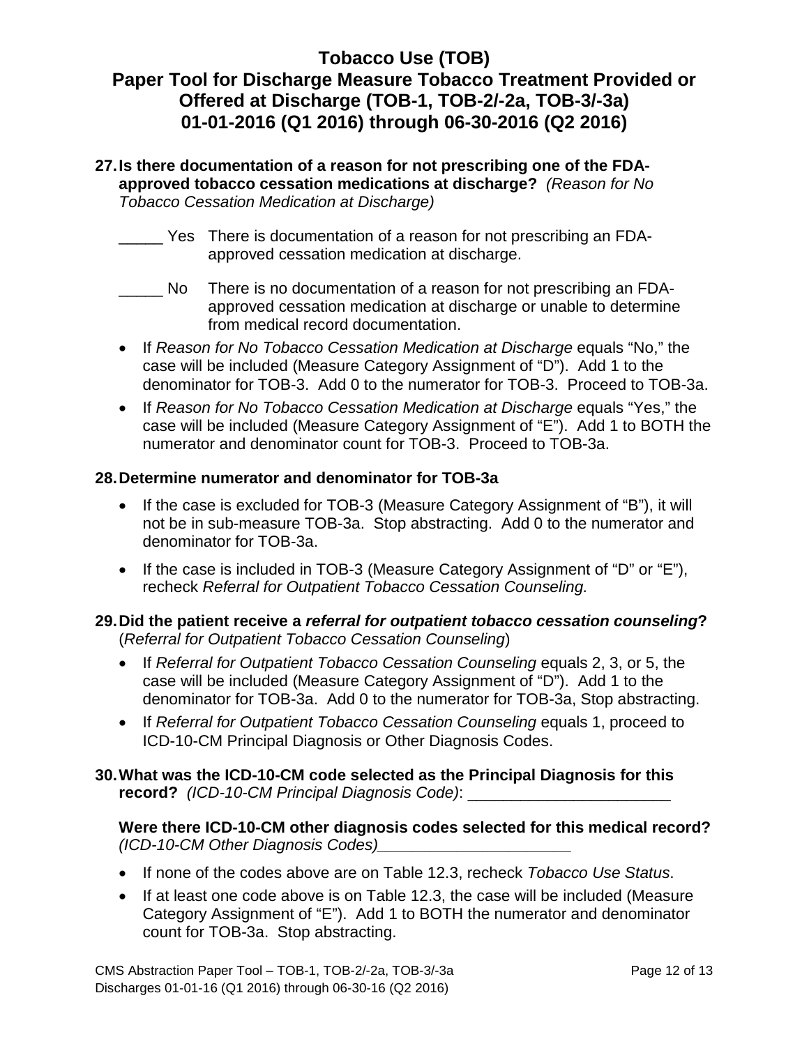# Tobacco Use (TOB)

## Paper Tool for Discharge Measure Tobacco Treatment Provided or Offered at Discharge (TOB-1, TOB-2/-2a, TOB-3/-3a) 01-01-2016 (Q1 2016) through 06-30-2016 (Q2 2016)

**27. Is there documentation of a reason for not prescribing one of the FDA-approved tobacco cessation medications at discharge?** *(Reason for No Tobacco Cessation Medication at Discharge)*

_____ Yes There is documentation of a reason for not prescribing an FDA-approved cessation medication at discharge.

_____ No There is no documentation of a reason for not prescribing an FDA-approved cessation medication at discharge or unable to determine from medical record documentation.

- If *Reason for No Tobacco Cessation Medication at Discharge* equals "No," the case will be included (Measure Category Assignment of "D"). Add 1 to the denominator for TOB-3. Add 0 to the numerator for TOB-3. Proceed to TOB-3a.
- If *Reason for No Tobacco Cessation Medication at Discharge* equals "Yes," the case will be included (Measure Category Assignment of "E"). Add 1 to BOTH the numerator and denominator count for TOB-3. Proceed to TOB-3a.

**28. Determine numerator and denominator for TOB-3a**

- If the case is excluded for TOB-3 (Measure Category Assignment of "B"), it will not be in sub-measure TOB-3a. Stop abstracting. Add 0 to the numerator and denominator for TOB-3a.
- If the case is included in TOB-3 (Measure Category Assignment of "D" or "E"), recheck *Referral for Outpatient Tobacco Cessation Counseling.*

**29. Did the patient receive a *referral for outpatient tobacco cessation counseling*?** (*Referral for Outpatient Tobacco Cessation Counseling*)

- If *Referral for Outpatient Tobacco Cessation Counseling* equals 2, 3, or 5, the case will be included (Measure Category Assignment of "D"). Add 1 to the denominator for TOB-3a. Add 0 to the numerator for TOB-3a, Stop abstracting.
- If *Referral for Outpatient Tobacco Cessation Counseling* equals 1, proceed to ICD-10-CM Principal Diagnosis or Other Diagnosis Codes.

**30. What was the ICD-10-CM code selected as the Principal Diagnosis for this record?** *(ICD-10-CM Principal Diagnosis Code)*: _______________________

**Were there ICD-10-CM other diagnosis codes selected for this medical record?** *(ICD-10-CM Other Diagnosis Codes)*_______________________

- If none of the codes above are on Table 12.3, recheck *Tobacco Use Status*.
- If at least one code above is on Table 12.3, the case will be included (Measure Category Assignment of "E"). Add 1 to BOTH the numerator and denominator count for TOB-3a. Stop abstracting.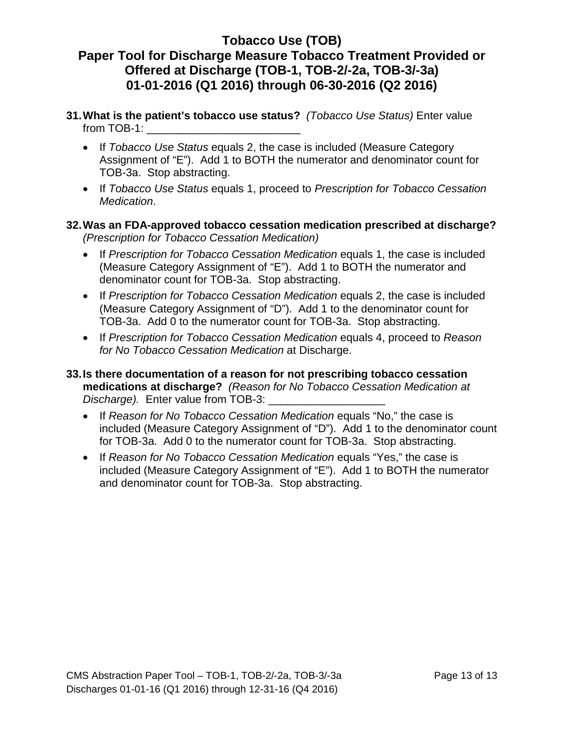# Tobacco Use (TOB)
# Paper Tool for Discharge Measure Tobacco Treatment Provided or Offered at Discharge (TOB-1, TOB-2/-2a, TOB-3/-3a)
# 01-01-2016 (Q1 2016) through 06-30-2016 (Q2 2016)

31. **What is the patient's tobacco use status?** *(Tobacco Use Status)* Enter value from TOB-1: _________________________
    - If *Tobacco Use Status* equals 2, the case is included (Measure Category Assignment of "E"). Add 1 to BOTH the numerator and denominator count for TOB-3a. Stop abstracting.
    - If *Tobacco Use Status* equals 1, proceed to *Prescription for Tobacco Cessation Medication*.

32. **Was an FDA-approved tobacco cessation medication prescribed at discharge?** *(Prescription for Tobacco Cessation Medication)*
    - If *Prescription for Tobacco Cessation Medication* equals 1, the case is included (Measure Category Assignment of "E"). Add 1 to BOTH the numerator and denominator count for TOB-3a. Stop abstracting.
    - If *Prescription for Tobacco Cessation Medication* equals 2, the case is included (Measure Category Assignment of "D"). Add 1 to the denominator count for TOB-3a. Add 0 to the numerator count for TOB-3a. Stop abstracting.
    - If *Prescription for Tobacco Cessation Medication* equals 4, proceed to *Reason for No Tobacco Cessation Medication* at Discharge.

33. **Is there documentation of a reason for not prescribing tobacco cessation medications at discharge?** *(Reason for No Tobacco Cessation Medication at Discharge).* Enter value from TOB-3: ___________________
    - If *Reason for No Tobacco Cessation Medication* equals "No," the case is included (Measure Category Assignment of "D"). Add 1 to the denominator count for TOB-3a. Add 0 to the numerator count for TOB-3a. Stop abstracting.
    - If *Reason for No Tobacco Cessation Medication* equals "Yes," the case is included (Measure Category Assignment of "E"). Add 1 to BOTH the numerator and denominator count for TOB-3a. Stop abstracting.